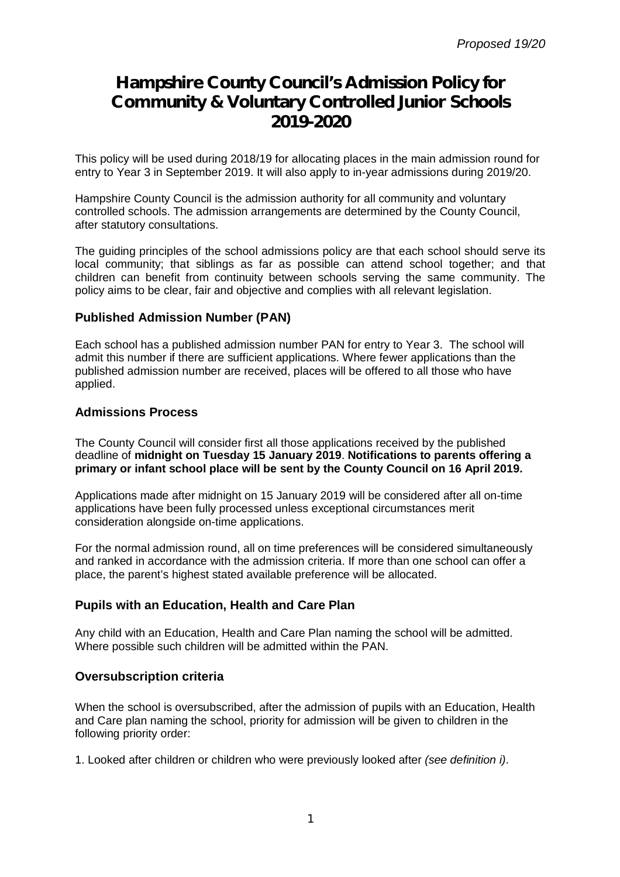*Proposed 19/20*

# Hampshire County Council's Admission Policy for Community & Voluntary Controlled Junior Schools 2019-2020

This policy will be used during 2018/19 for allocating places in the main admission round for entry to Year 3 in September 2019. It will also apply to in-year admissions during 2019/20.

Hampshire County Council is the admission authority for all community and voluntary controlled schools. The admission arrangements are determined by the County Council, after statutory consultations.

The guiding principles of the school admissions policy are that each school should serve its local community; that siblings as far as possible can attend school together; and that children can benefit from continuity between schools serving the same community. The policy aims to be clear, fair and objective and complies with all relevant legislation.

## Published Admission Number (PAN)

Each school has a published admission number PAN for entry to Year 3. The school will admit this number if there are sufficient applications. Where fewer applications than the published admission number are received, places will be offered to all those who have applied.

## Admissions Process

The County Council will consider first all those applications received by the published deadline of **midnight on Tuesday 15 January 2019**. **Notifications to parents offering a primary or infant school place will be sent by the County Council on 16 April 2019.**

Applications made after midnight on 15 January 2019 will be considered after all on-time applications have been fully processed unless exceptional circumstances merit consideration alongside on-time applications.

For the normal admission round, all on time preferences will be considered simultaneously and ranked in accordance with the admission criteria. If more than one school can offer a place, the parent's highest stated available preference will be allocated.

## Pupils with an Education, Health and Care Plan

Any child with an Education, Health and Care Plan naming the school will be admitted. Where possible such children will be admitted within the PAN.

## Oversubscription criteria

When the school is oversubscribed, after the admission of pupils with an Education, Health and Care plan naming the school, priority for admission will be given to children in the following priority order:

1. Looked after children or children who were previously looked after *(see definition i)*.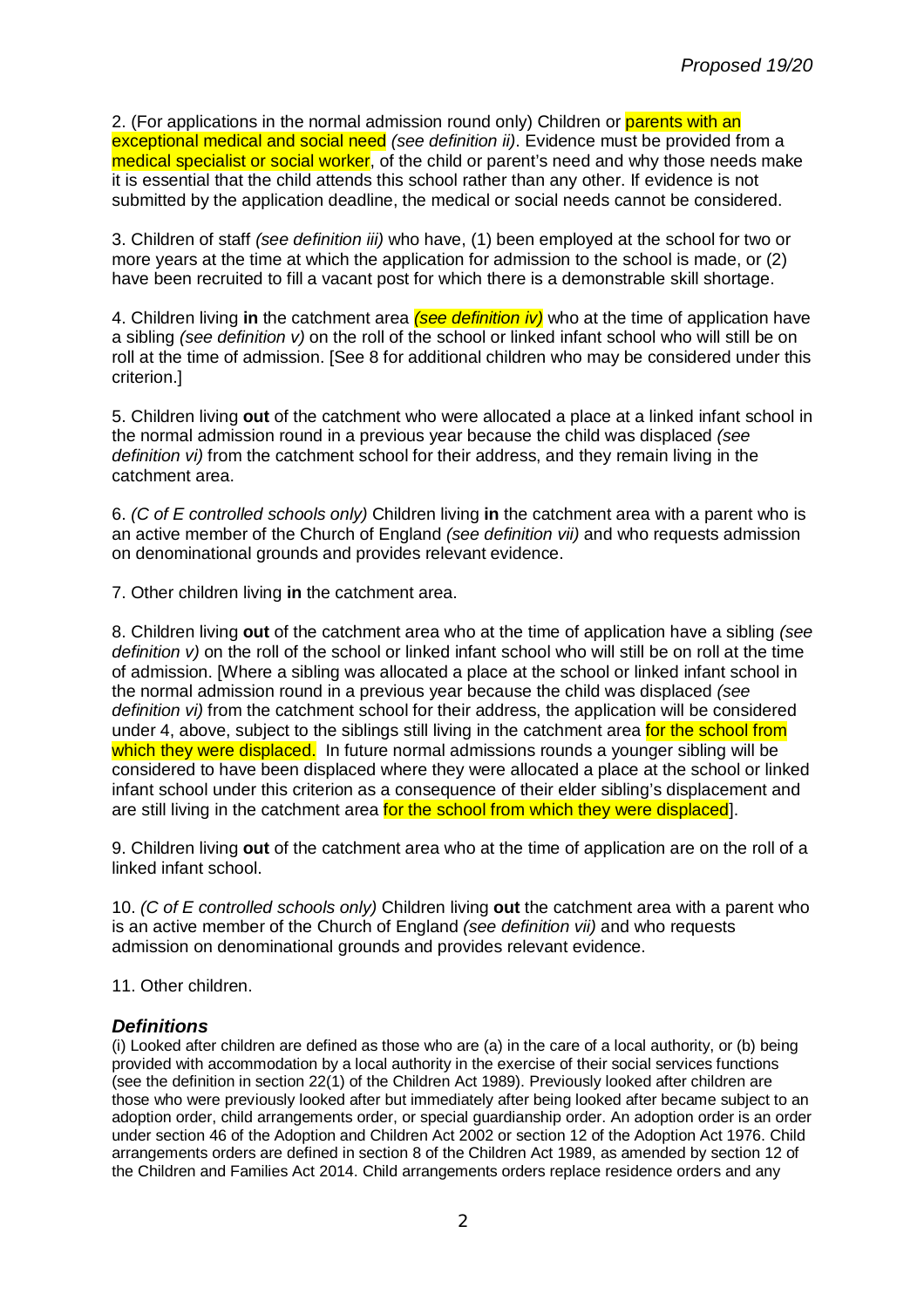2. (For applications in the normal admission round only) Children or parents with an exceptional medical and social need *(see definition ii)*. Evidence must be provided from a medical specialist or social worker, of the child or parent's need and why those needs make it is essential that the child attends this school rather than any other. If evidence is not submitted by the application deadline, the medical or social needs cannot be considered.

3. Children of staff *(see definition iii)* who have, (1) been employed at the school for two or more years at the time at which the application for admission to the school is made, or (2) have been recruited to fill a vacant post for which there is a demonstrable skill shortage.

4. Children living **in** the catchment area *(see definition iv)* who at the time of application have a sibling *(see definition v)* on the roll of the school or linked infant school who will still be on roll at the time of admission. [See 8 for additional children who may be considered under this criterion.]

5. Children living **out** of the catchment who were allocated a place at a linked infant school in the normal admission round in a previous year because the child was displaced *(see definition vi)* from the catchment school for their address, and they remain living in the catchment area.

6. *(C of E controlled schools only)* Children living **in** the catchment area with a parent who is an active member of the Church of England *(see definition vii)* and who requests admission on denominational grounds and provides relevant evidence.

7. Other children living **in** the catchment area.

8. Children living **out** of the catchment area who at the time of application have a sibling *(see definition v)* on the roll of the school or linked infant school who will still be on roll at the time of admission. [Where a sibling was allocated a place at the school or linked infant school in the normal admission round in a previous year because the child was displaced *(see definition vi)* from the catchment school for their address, the application will be considered under 4, above, subject to the siblings still living in the catchment area for the school from which they were displaced. In future normal admissions rounds a younger sibling will be considered to have been displaced where they were allocated a place at the school or linked infant school under this criterion as a consequence of their elder sibling's displacement and are still living in the catchment area for the school from which they were displaced].

9. Children living **out** of the catchment area who at the time of application are on the roll of a linked infant school.

10. *(C of E controlled schools only)* Children living **out** the catchment area with a parent who is an active member of the Church of England *(see definition vii)* and who requests admission on denominational grounds and provides relevant evidence.

11. Other children.

### *Definitions*

(i) Looked after children are defined as those who are (a) in the care of a local authority, or (b) being provided with accommodation by a local authority in the exercise of their social services functions (see the definition in section 22(1) of the Children Act 1989). Previously looked after children are those who were previously looked after but immediately after being looked after became subject to an adoption order, child arrangements order, or special guardianship order. An adoption order is an order under section 46 of the Adoption and Children Act 2002 or section 12 of the Adoption Act 1976. Child arrangements orders are defined in section 8 of the Children Act 1989, as amended by section 12 of the Children and Families Act 2014. Child arrangements orders replace residence orders and any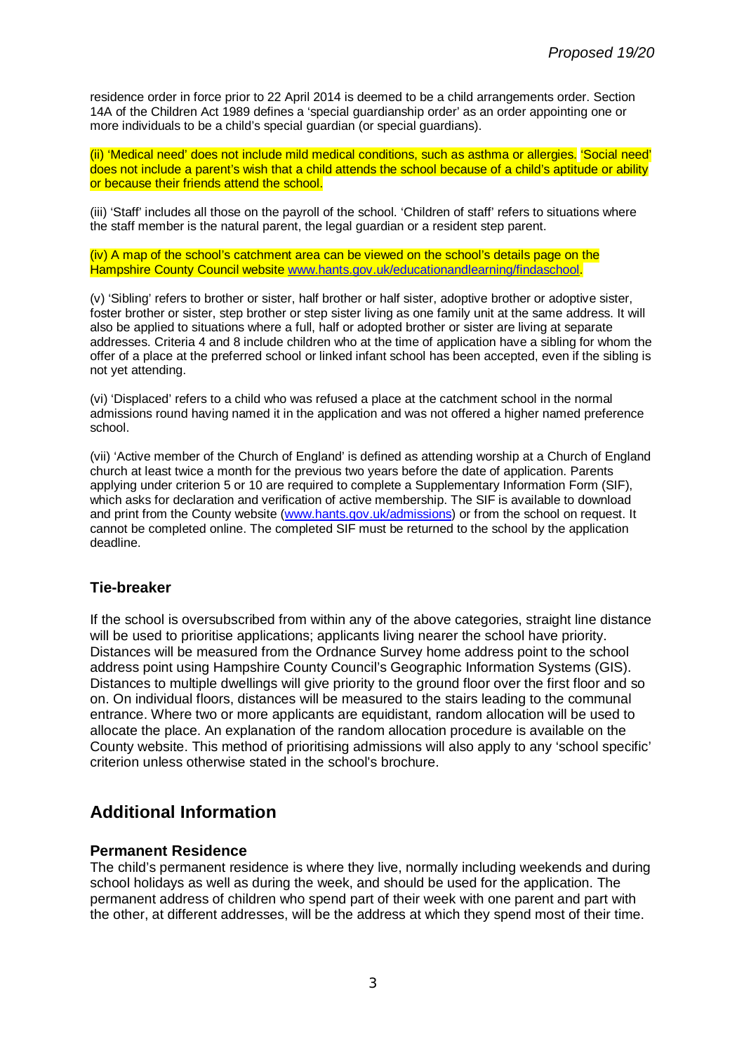residence order in force prior to 22 April 2014 is deemed to be a child arrangements order. Section 14A of the Children Act 1989 defines a 'special guardianship order' as an order appointing one or more individuals to be a child's special guardian (or special guardians).

(ii) 'Medical need' does not include mild medical conditions, such as asthma or allergies. 'Social need' does not include a parent's wish that a child attends the school because of a child's aptitude or ability or because their friends attend the school.

(iii) 'Staff' includes all those on the payroll of the school. 'Children of staff' refers to situations where the staff member is the natural parent, the legal guardian or a resident step parent.

(iv) A map of the school's catchment area can be viewed on the school's details page on the Hampshire County Council website [www.hants.gov.uk/educationandlearning/findaschool](http://www.hants.gov.uk/educationandlearning/findaschool).

(v) 'Sibling' refers to brother or sister, half brother or half sister, adoptive brother or adoptive sister, foster brother or sister, step brother or step sister living as one family unit at the same address. It will also be applied to situations where a full, half or adopted brother or sister are living at separate addresses. Criteria 4 and 8 include children who at the time of application have a sibling for whom the offer of a place at the preferred school or linked infant school has been accepted, even if the sibling is not yet attending.

(vi) 'Displaced' refers to a child who was refused a place at the catchment school in the normal admissions round having named it in the application and was not offered a higher named preference school.

(vii) 'Active member of the Church of England' is defined as attending worship at a Church of England church at least twice a month for the previous two years before the date of application. Parents applying under criterion 5 or 10 are required to complete a Supplementary Information Form (SIF), which asks for declaration and verification of active membership. The SIF is available to download and print from the County website ([www.hants.gov.uk/admissions](http://www.hants.gov.uk/admissions)) or from the school on request. It cannot be completed online. The completed SIF must be returned to the school by the application deadline.

### Tie-breaker

If the school is oversubscribed from within any of the above categories, straight line distance will be used to prioritise applications; applicants living nearer the school have priority. Distances will be measured from the Ordnance Survey home address point to the school address point using Hampshire County Council's Geographic Information Systems (GIS). Distances to multiple dwellings will give priority to the ground floor over the first floor and so on. On individual floors, distances will be measured to the stairs leading to the communal entrance. Where two or more applicants are equidistant, random allocation will be used to allocate the place. An explanation of the random allocation procedure is available on the County website. This method of prioritising admissions will also apply to any 'school specific' criterion unless otherwise stated in the school's brochure.

## Additional Information

### Permanent Residence

The child's permanent residence is where they live, normally including weekends and during school holidays as well as during the week, and should be used for the application. The permanent address of children who spend part of their week with one parent and part with the other, at different addresses, will be the address at which they spend most of their time.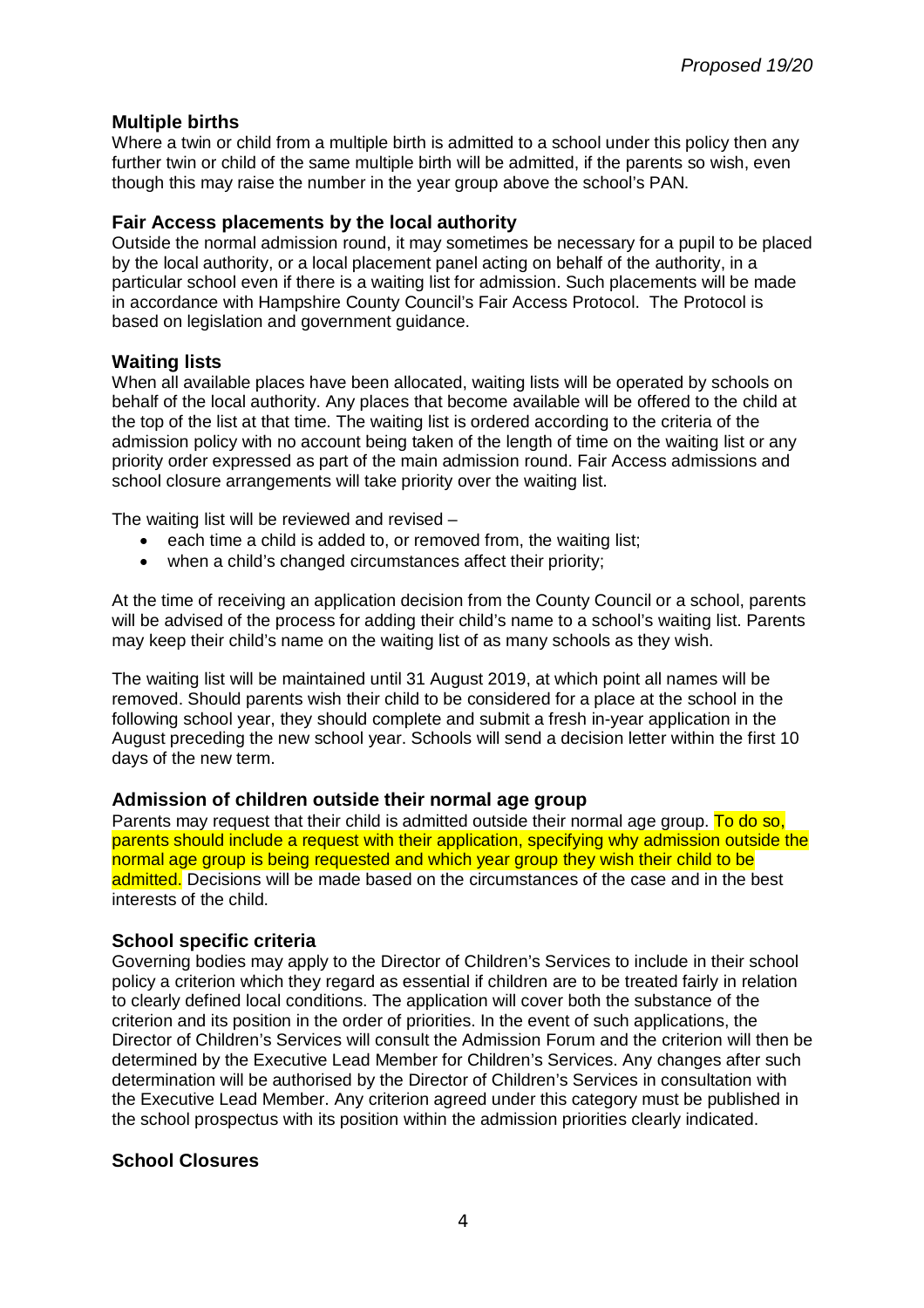**Multiple births**

Where a twin or child from a multiple birth is admitted to a school under this policy then any further twin or child of the same multiple birth will be admitted, if the parents so wish, even though this may raise the number in the year group above the school's PAN.

**Fair Access placements by the local authority**

Outside the normal admission round, it may sometimes be necessary for a pupil to be placed by the local authority, or a local placement panel acting on behalf of the authority, in a particular school even if there is a waiting list for admission. Such placements will be made in accordance with Hampshire County Council's Fair Access Protocol. The Protocol is based on legislation and government guidance.

**Waiting lists**

When all available places have been allocated, waiting lists will be operated by schools on behalf of the local authority. Any places that become available will be offered to the child at the top of the list at that time. The waiting list is ordered according to the criteria of the admission policy with no account being taken of the length of time on the waiting list or any priority order expressed as part of the main admission round. Fair Access admissions and school closure arrangements will take priority over the waiting list.

The waiting list will be reviewed and revised –

- each time a child is added to, or removed from, the waiting list;
- when a child's changed circumstances affect their priority;

At the time of receiving an application decision from the County Council or a school, parents will be advised of the process for adding their child's name to a school's waiting list. Parents may keep their child's name on the waiting list of as many schools as they wish.

The waiting list will be maintained until 31 August 2019, at which point all names will be removed. Should parents wish their child to be considered for a place at the school in the following school year, they should complete and submit a fresh in-year application in the August preceding the new school year. Schools will send a decision letter within the first 10 days of the new term.

**Admission of children outside their normal age group**

Parents may request that their child is admitted outside their normal age group. To do so, parents should include a request with their application, specifying why admission outside the normal age group is being requested and which year group they wish their child to be admitted. Decisions will be made based on the circumstances of the case and in the best interests of the child.

**School specific criteria**

Governing bodies may apply to the Director of Children's Services to include in their school policy a criterion which they regard as essential if children are to be treated fairly in relation to clearly defined local conditions. The application will cover both the substance of the criterion and its position in the order of priorities. In the event of such applications, the Director of Children's Services will consult the Admission Forum and the criterion will then be determined by the Executive Lead Member for Children's Services. Any changes after such determination will be authorised by the Director of Children's Services in consultation with the Executive Lead Member. Any criterion agreed under this category must be published in the school prospectus with its position within the admission priorities clearly indicated.

**School Closures**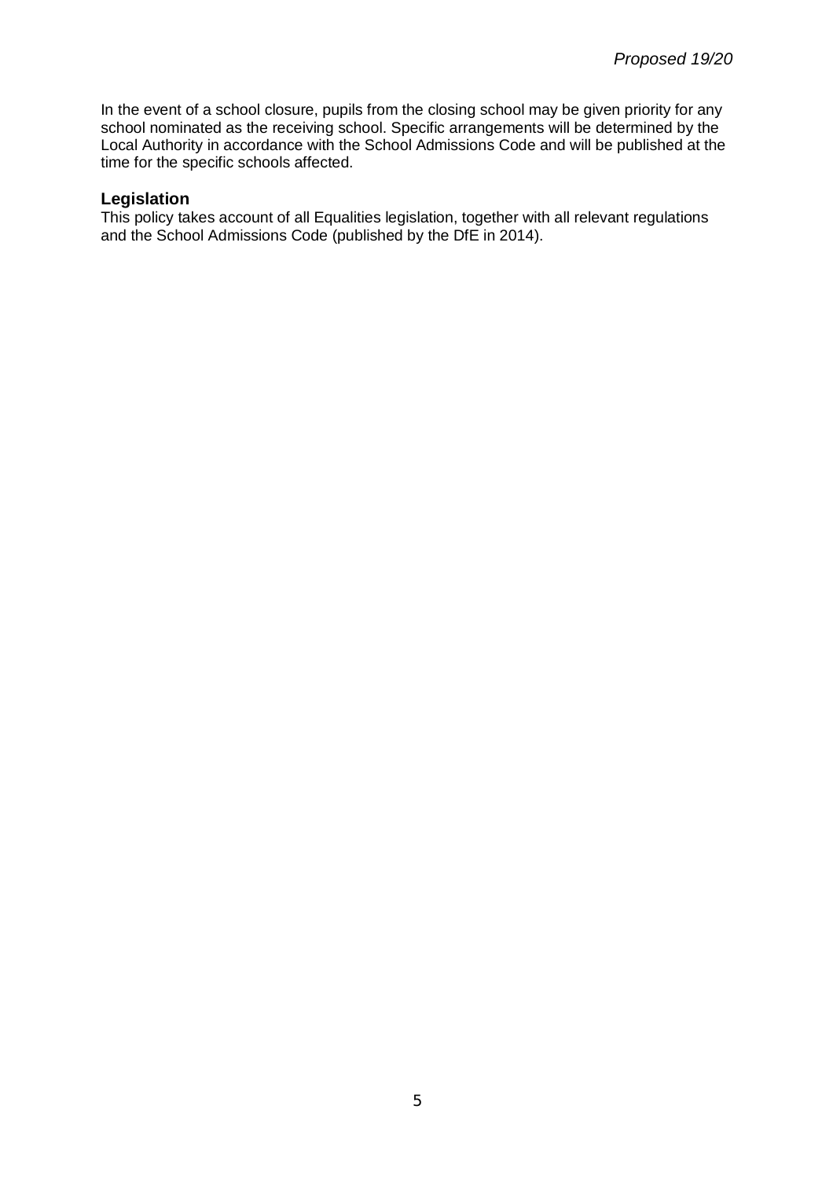In the event of a school closure, pupils from the closing school may be given priority for any school nominated as the receiving school. Specific arrangements will be determined by the Local Authority in accordance with the School Admissions Code and will be published at the time for the specific schools affected.

## Legislation

This policy takes account of all Equalities legislation, together with all relevant regulations and the School Admissions Code (published by the DfE in 2014).